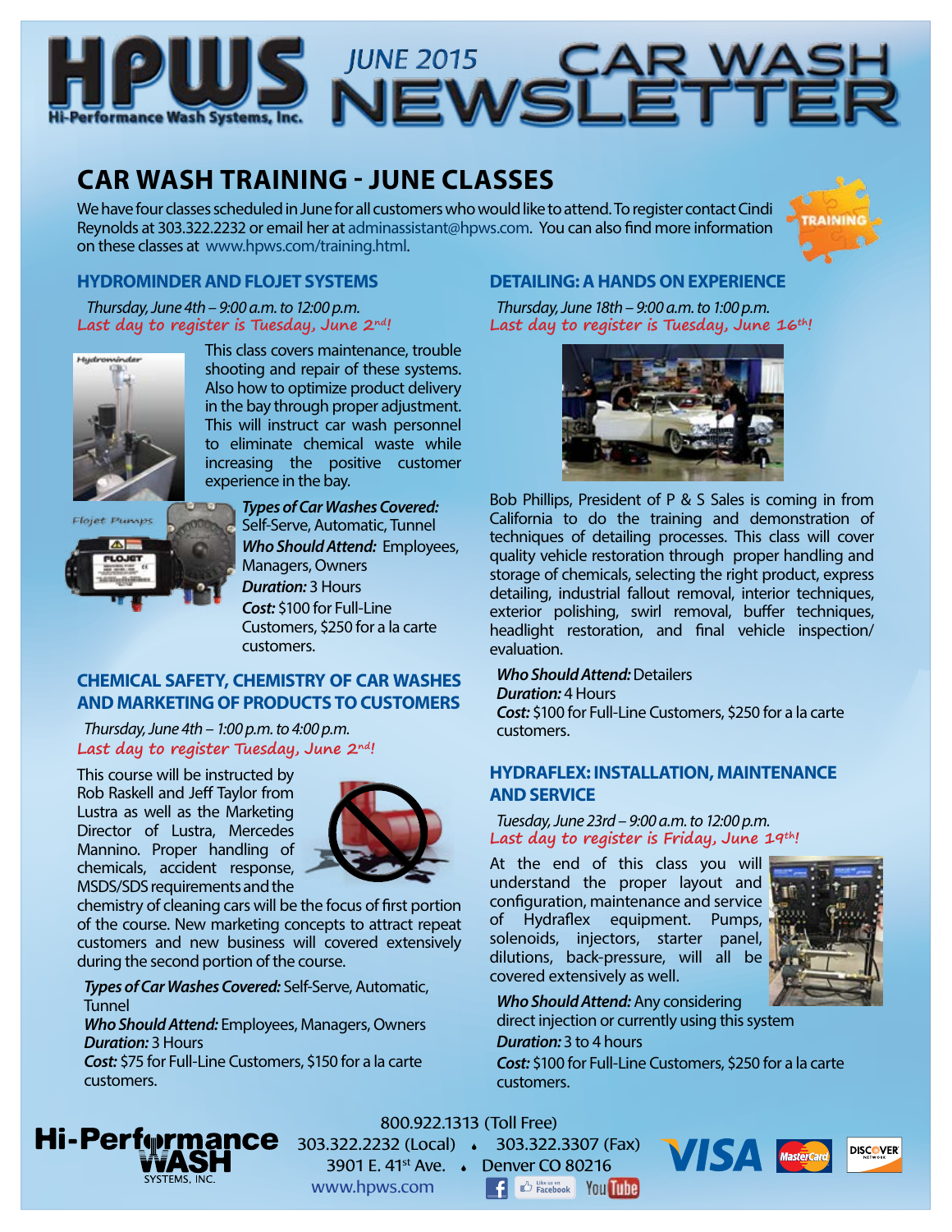# HPWS Hi-Performance Wash Systems, Inc. JUNE 2015 CAR WASH NEWSLETTER

## CAR WASH TRAINING - JUNE CLASSES

We have four classes scheduled in June for all customers who would like to attend. To register contact Cindi Reynolds at 303.322.2232 or email her at adminassistant@hpws.com. You can also find more information on these classes at www.hpws.com/training.html.

### HYDROMINDER AND FLOJET SYSTEMS

*Thursday, June 4th – 9:00 a.m. to 12:00 p.m.*
**Last day to register is Tuesday, June 2nd!**

This class covers maintenance, trouble shooting and repair of these systems. Also how to optimize product delivery in the bay through proper adjustment. This will instruct car wash personnel to eliminate chemical waste while increasing the positive customer experience in the bay.

***Types of Car Washes Covered:*** Self-Serve, Automatic, Tunnel
***Who Should Attend:*** Employees, Managers, Owners
***Duration:*** 3 Hours
***Cost:*** $100 for Full-Line Customers, $250 for a la carte customers.

### CHEMICAL SAFETY, CHEMISTRY OF CAR WASHES AND MARKETING OF PRODUCTS TO CUSTOMERS

*Thursday, June 4th – 1:00 p.m. to 4:00 p.m.*
**Last day to register Tuesday, June 2nd!**

This course will be instructed by Rob Raskell and Jeff Taylor from Lustra as well as the Marketing Director of Lustra, Mercedes Mannino. Proper handling of chemicals, accident response, MSDS/SDS requirements and the chemistry of cleaning cars will be the focus of first portion of the course. New marketing concepts to attract repeat customers and new business will covered extensively during the second portion of the course.

***Types of Car Washes Covered:*** Self-Serve, Automatic, Tunnel
***Who Should Attend:*** Employees, Managers, Owners
***Duration:*** 3 Hours
***Cost:*** $75 for Full-Line Customers, $150 for a la carte customers.

### DETAILING: A HANDS ON EXPERIENCE

*Thursday, June 18th – 9:00 a.m. to 1:00 p.m.*
**Last day to register is Tuesday, June 16th!**

Bob Phillips, President of P & S Sales is coming in from California to do the training and demonstration of techniques of detailing processes. This class will cover quality vehicle restoration through proper handling and storage of chemicals, selecting the right product, express detailing, industrial fallout removal, interior techniques, exterior polishing, swirl removal, buffer techniques, headlight restoration, and final vehicle inspection/evaluation.

***Who Should Attend:*** Detailers
***Duration:*** 4 Hours
***Cost:*** $100 for Full-Line Customers, $250 for a la carte customers.

### HYDRAFLEX: INSTALLATION, MAINTENANCE AND SERVICE

*Tuesday, June 23rd – 9:00 a.m. to 12:00 p.m.*
**Last day to register is Friday, June 19th!**

At the end of this class you will understand the proper layout and configuration, maintenance and service of Hydraflex equipment. Pumps, solenoids, injectors, starter panel, dilutions, back-pressure, will all be covered extensively as well.

***Who Should Attend:*** Any considering direct injection or currently using this system
***Duration:*** 3 to 4 hours
***Cost:*** $100 for Full-Line Customers, $250 for a la carte customers.

---

Hi-Performance WASH Systems, Inc.
800.922.1313 (Toll Free)
303.322.2232 (Local) • 303.322.3307 (Fax)
3901 E. 41st Ave. • Denver CO 80216
www.hpws.com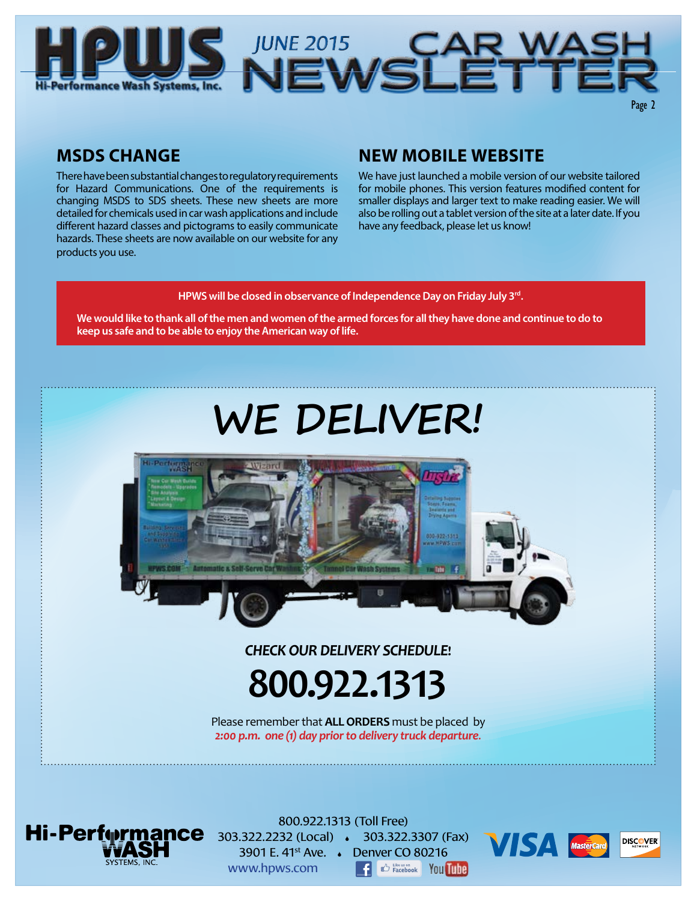## MSDS CHANGE

There have been substantial changes to regulatory requirements for Hazard Communications. One of the requirements is changing MSDS to SDS sheets. These new sheets are more detailed for chemicals used in car wash applications and include different hazard classes and pictograms to easily communicate hazards. These sheets are now available on our website for any products you use.

## NEW MOBILE WEBSITE

We have just launched a mobile version of our website tailored for mobile phones. This version features modified content for smaller displays and larger text to make reading easier. We will also be rolling out a tablet version of the site at a later date. If you have any feedback, please let us know!

**HPWS will be closed in observance of Independence Day on Friday July 3rd.**

**We would like to thank all of the men and women of the armed forces for all they have done and continue to do to keep us safe and to be able to enjoy the American way of life.**

# WE DELIVER!

***CHECK OUR DELIVERY SCHEDULE!***

# 800.922.1313

Please remember that **ALL ORDERS** must be placed by *2:00 p.m. one (1) day prior to delivery truck departure.*

Hi-Performance WASH SYSTEMS, INC.

800.922.1313 (Toll Free)
303.322.2232 (Local) • 303.322.3307 (Fax)
3901 E. 41st Ave. • Denver CO 80216
www.hpws.com